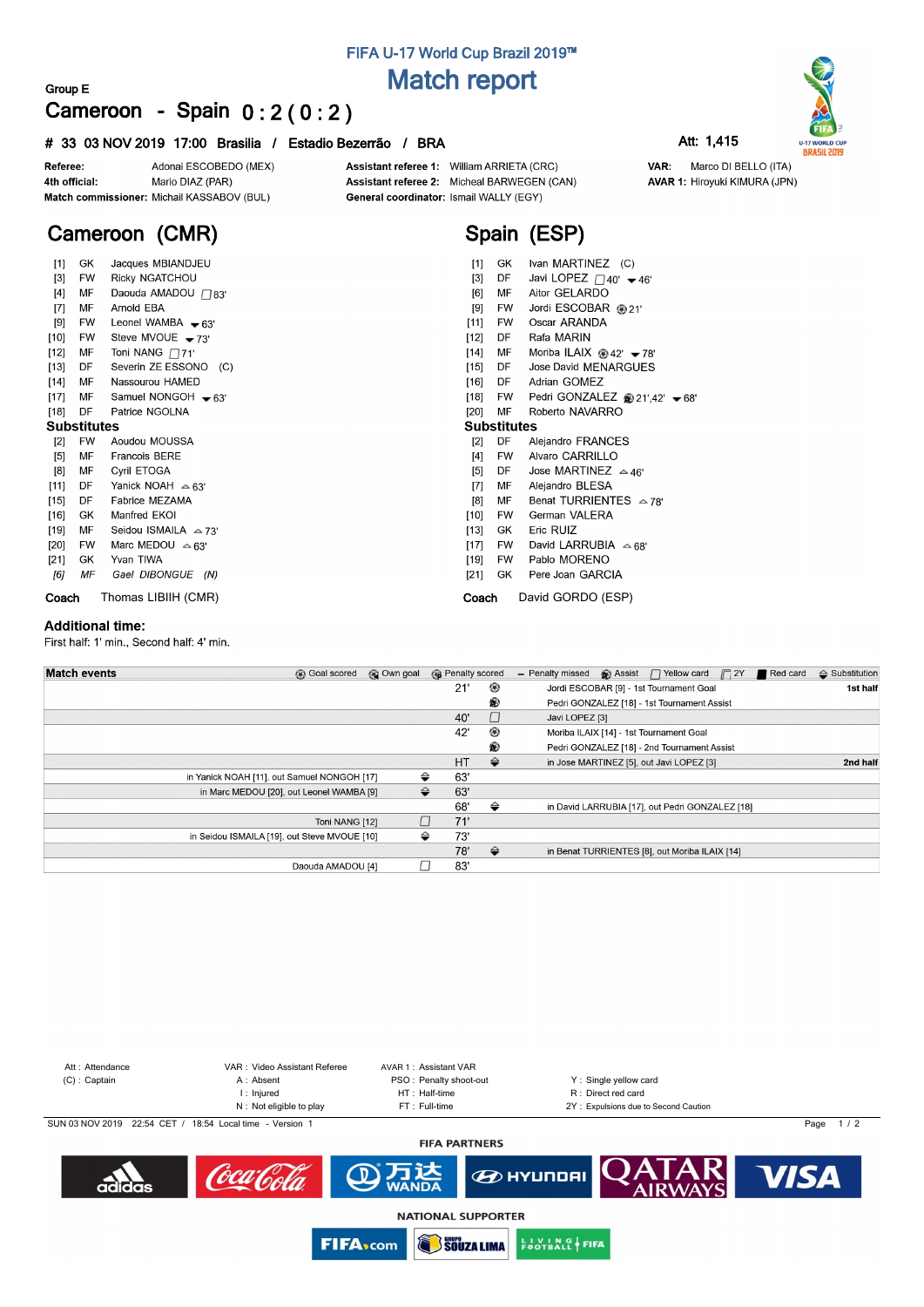# FIFA U-17 World Cup Brazil 2019™

# Match report

Group E

## Cameroon - Spain 0 : 2 ( 0 : 2 )

**# 33 03 NOV 2019 17:00 Brasilia / Estadio Bezerrão / BRA**

**Att: 1,415**

| | | | | | |
|---|---|---|---|---|---|
| **Referee:** | Adonai ESCOBEDO (MEX) | **Assistant referee 1:** | William ARRIETA (CRC) | **VAR:** | Marco DI BELLO (ITA) |
| **4th official:** | Mario DIAZ (PAR) | **Assistant referee 2:** | Micheal BARWEGEN (CAN) | **AVAR 1:** | Hiroyuki KIMURA (JPN) |
| **Match commissioner:** | Michail KASSABOV (BUL) | **General coordinator:** | Ismail WALLY (EGY) | | |

## Cameroon (CMR)

| | | | |
|---|---|---|---|
| [1] | GK | Jacques MBIANDJEU | |
| [3] | FW | Ricky NGATCHOU | |
| [4] | MF | Daouda AMADOU | Yellow card 83' |
| [7] | MF | Arnold EBA | |
| [9] | FW | Leonel WAMBA | Substituted out 63' |
| [10] | FW | Steve MVOUE | Substituted out 73' |
| [12] | MF | Toni NANG | Yellow card 71' |
| [13] | DF | Severin ZE ESSONO (C) | |
| [14] | MF | Nassourou HAMED | |
| [17] | MF | Samuel NONGOH | Substituted out 63' |
| [18] | DF | Patrice NGOLNA | |

**Substitutes**

| | | | |
|---|---|---|---|
| [2] | FW | Aoudou MOUSSA | |
| [5] | MF | Francois BERE | |
| [8] | MF | Cyril ETOGA | |
| [11] | DF | Yanick NOAH | Substituted in 63' |
| [15] | DF | Fabrice MEZAMA | |
| [16] | GK | Manfred EKOI | |
| [19] | MF | Seidou ISMAILA | Substituted in 73' |
| [20] | FW | Marc MEDOU | Substituted in 63' |
| [21] | GK | Yvan TIWA | |
| *[6]* | *MF* | *Gael DIBONGUE (N)* | |

**Coach** Thomas LIBIIH (CMR)

## Spain (ESP)

| | | | |
|---|---|---|---|
| [1] | GK | Ivan MARTINEZ (C) | |
| [3] | DF | Javi LOPEZ | Yellow card 40', Substituted out 46' |
| [6] | MF | Aitor GELARDO | |
| [9] | FW | Jordi ESCOBAR | Goal 21' |
| [11] | FW | Oscar ARANDA | |
| [12] | DF | Rafa MARIN | |
| [14] | MF | Moriba ILAIX | Goal 42', Substituted out 78' |
| [15] | DF | Jose David MENARGUES | |
| [16] | DF | Adrian GOMEZ | |
| [18] | FW | Pedri GONZALEZ | Assist 21', 42', Substituted out 68' |
| [20] | MF | Roberto NAVARRO | |

**Substitutes**

| | | | |
|---|---|---|---|
| [2] | DF | Alejandro FRANCES | |
| [4] | FW | Alvaro CARRILLO | |
| [5] | DF | Jose MARTINEZ | Substituted in 46' |
| [7] | MF | Alejandro BLESA | |
| [8] | MF | Benat TURRIENTES | Substituted in 78' |
| [10] | FW | German VALERA | |
| [13] | GK | Eric RUIZ | |
| [17] | FW | David LARRUBIA | Substituted in 68' |
| [19] | FW | Pablo MORENO | |
| [21] | GK | Pere Joan GARCIA | |

**Coach** David GORDO (ESP)

### Additional time:

First half: 1' min., Second half: 4' min.

## Match events

Legend: Goal scored, Own goal, Penalty scored, Penalty missed, Assist, Yellow card, 2Y, Red card, Substitution

| Cameroon | Event | Minute | Event | Spain | |
|---|---|---|---|---|---|
| | | 21' | Goal scored | Jordi ESCOBAR [9] - 1st Tournament Goal | **1st half** |
| | | | Assist | Pedri GONZALEZ [18] - 1st Tournament Assist | |
| | | 40' | Yellow card | Javi LOPEZ [3] | |
| | | 42' | Goal scored | Moriba ILAIX [14] - 1st Tournament Goal | |
| | | | Assist | Pedri GONZALEZ [18] - 2nd Tournament Assist | |
| | | HT | Substitution | in Jose MARTINEZ [5], out Javi LOPEZ [3] | **2nd half** |
| in Yanick NOAH [11], out Samuel NONGOH [17] | Substitution | 63' | | | |
| in Marc MEDOU [20], out Leonel WAMBA [9] | Substitution | 63' | | | |
| | | 68' | Substitution | in David LARRUBIA [17], out Pedri GONZALEZ [18] | |
| Toni NANG [12] | Yellow card | 71' | | | |
| in Seidou ISMAILA [19], out Steve MVOUE [10] | Substitution | 73' | | | |
| | | 78' | Substitution | in Benat TURRIENTES [8], out Moriba ILAIX [14] | |
| Daouda AMADOU [4] | Yellow card | 83' | | | |

Att : Attendance
(C) : Captain
VAR : Video Assistant Referee
A : Absent
I : Injured
N : Not eligible to play
AVAR 1 : Assistant VAR
PSO : Penalty shoot-out
HT : Half-time
FT : Full-time
Y : Single yellow card
R : Direct red card
2Y : Expulsions due to Second Caution

SUN 03 NOV 2019 22:54 CET / 18:54 Local time - Version 1

FIFA PARTNERS

NATIONAL SUPPORTER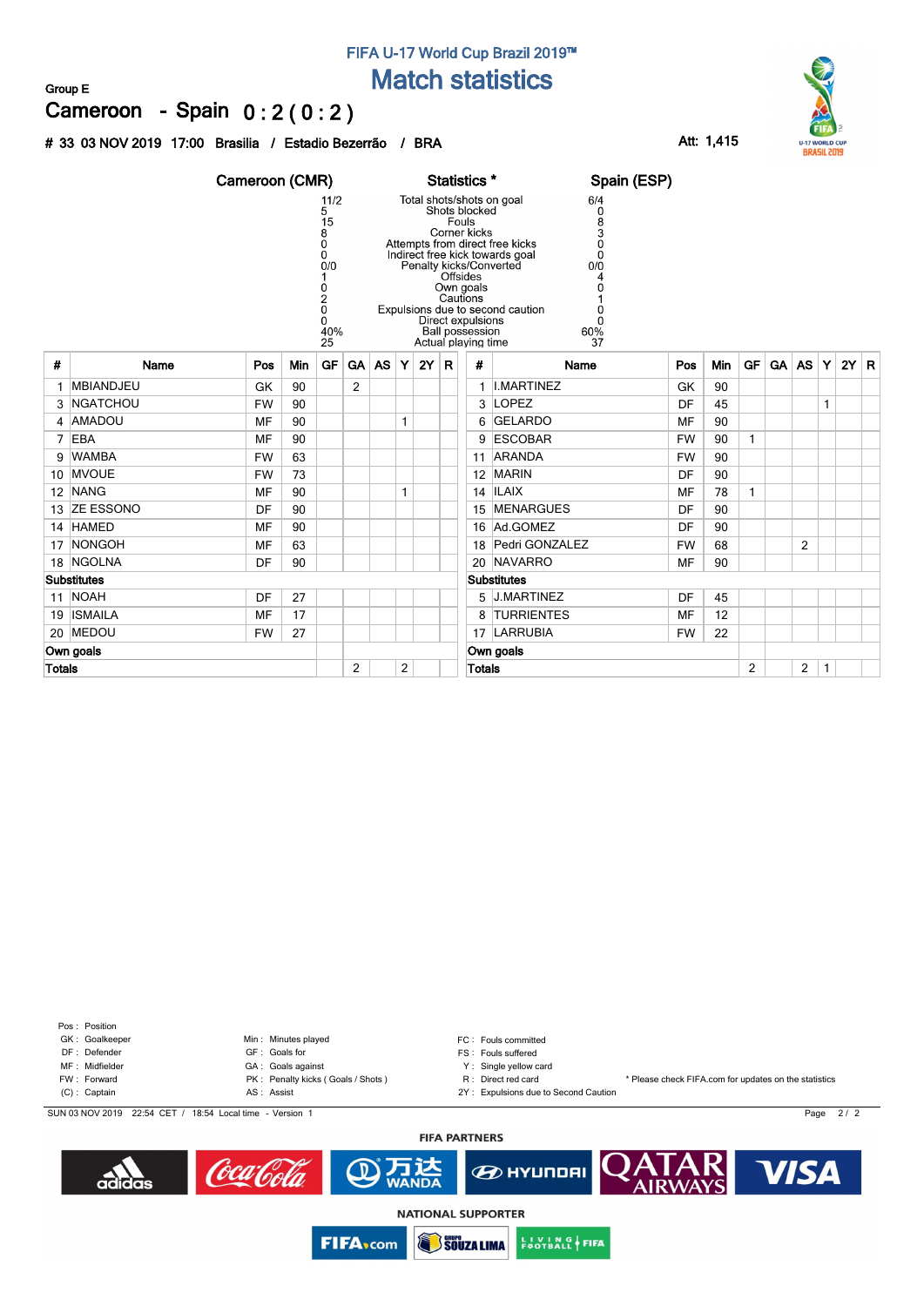FIFA U-17 World Cup Brazil 2019™

# Match statistics

Group E

## Cameroon - Spain 0 : 2 ( 0 : 2 )

# 33 03 NOV 2019 17:00 Brasilia / Estadio Bezerrão / BRA

Att: 1,415

| Cameroon (CMR) | Statistics * | Spain (ESP) |
|---|---|---|
| 11/2 | Total shots/shots on goal | 6/4 |
| 5 | Shots blocked | 0 |
| 15 | Fouls | 8 |
| 8 | Corner kicks | 3 |
| 0 | Attempts from direct free kicks | 0 |
| 0 | Indirect free kick towards goal | 0 |
| 0/0 | Penalty kicks/Converted | 0/0 |
| 1 | Offsides | 4 |
| 0 | Own goals | 0 |
| 2 | Cautions | 1 |
| 0 | Expulsions due to second caution | 0 |
| 0 | Direct expulsions | 0 |
| 40% | Ball possession | 60% |
| 25 | Actual playing time | 37 |

| # | Name | Pos | Min | GF | GA | AS | Y | 2Y | R |
|---|---|---|---|---|---|---|---|---|---|
| 1 | MBIANDJEU | GK | 90 | | 2 | | | | |
| 3 | NGATCHOU | FW | 90 | | | | | | |
| 4 | AMADOU | MF | 90 | | | | 1 | | |
| 7 | EBA | MF | 90 | | | | | | |
| 9 | WAMBA | FW | 63 | | | | | | |
| 10 | MVOUE | FW | 73 | | | | | | |
| 12 | NANG | MF | 90 | | | | 1 | | |
| 13 | ZE ESSONO | DF | 90 | | | | | | |
| 14 | HAMED | MF | 90 | | | | | | |
| 17 | NONGOH | MF | 63 | | | | | | |
| 18 | NGOLNA | DF | 90 | | | | | | |
| **Substitutes** | | | | | | | | | |
| 11 | NOAH | DF | 27 | | | | | | |
| 19 | ISMAILA | MF | 17 | | | | | | |
| 20 | MEDOU | FW | 27 | | | | | | |
| **Own goals** | | | | | | | | | |
| **Totals** | | | | | 2 | | 2 | | |

| # | Name | Pos | Min | GF | GA | AS | Y | 2Y | R |
|---|---|---|---|---|---|---|---|---|---|
| 1 | I.MARTINEZ | GK | 90 | | | | | | |
| 3 | LOPEZ | DF | 45 | | | | 1 | | |
| 6 | GELARDO | MF | 90 | | | | | | |
| 9 | ESCOBAR | FW | 90 | 1 | | | | | |
| 11 | ARANDA | FW | 90 | | | | | | |
| 12 | MARIN | DF | 90 | | | | | | |
| 14 | ILAIX | MF | 78 | 1 | | | | | |
| 15 | MENARGUES | DF | 90 | | | | | | |
| 16 | Ad.GOMEZ | DF | 90 | | | | | | |
| 18 | Pedri GONZALEZ | FW | 68 | | | 2 | | | |
| 20 | NAVARRO | MF | 90 | | | | | | |
| **Substitutes** | | | | | | | | | |
| 5 | J.MARTINEZ | DF | 45 | | | | | | |
| 8 | TURRIENTES | MF | 12 | | | | | | |
| 17 | LARRUBIA | FW | 22 | | | | | | |
| **Own goals** | | | | | | | | | |
| **Totals** | | | | 2 | | 2 | 1 | | |

Pos : Position
GK : Goalkeeper
DF : Defender
MF : Midfielder
FW : Forward
(C) : Captain

Min : Minutes played
GF : Goals for
GA : Goals against
PK : Penalty kicks ( Goals / Shots )
AS : Assist

FC : Fouls committed
FS : Fouls suffered
Y : Single yellow card
R : Direct red card
2Y : Expulsions due to Second Caution

* Please check FIFA.com for updates on the statistics

SUN 03 NOV 2019 22:54 CET / 18:54 Local time - Version 1

FIFA PARTNERS

NATIONAL SUPPORTER